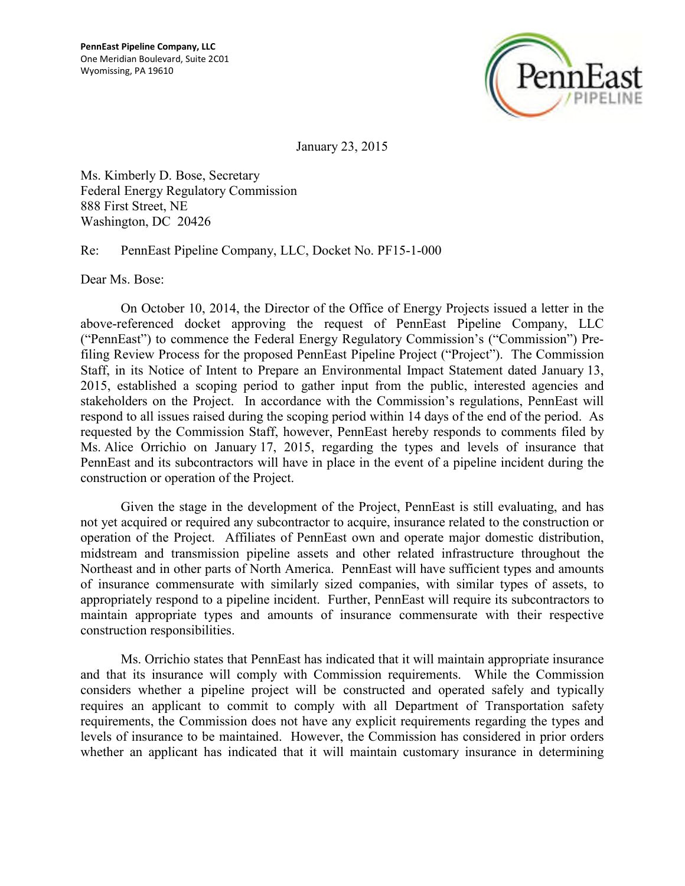**PennEast Pipeline Company, LLC**
One Meridian Boulevard, Suite 2C01
Wyomissing, PA 19610

January 23, 2015

Ms. Kimberly D. Bose, Secretary
Federal Energy Regulatory Commission
888 First Street, NE
Washington, DC 20426

Re: PennEast Pipeline Company, LLC, Docket No. PF15-1-000

Dear Ms. Bose:

On October 10, 2014, the Director of the Office of Energy Projects issued a letter in the above-referenced docket approving the request of PennEast Pipeline Company, LLC ("PennEast") to commence the Federal Energy Regulatory Commission's ("Commission") Pre-filing Review Process for the proposed PennEast Pipeline Project ("Project"). The Commission Staff, in its Notice of Intent to Prepare an Environmental Impact Statement dated January 13, 2015, established a scoping period to gather input from the public, interested agencies and stakeholders on the Project. In accordance with the Commission's regulations, PennEast will respond to all issues raised during the scoping period within 14 days of the end of the period. As requested by the Commission Staff, however, PennEast hereby responds to comments filed by Ms. Alice Orrichio on January 17, 2015, regarding the types and levels of insurance that PennEast and its subcontractors will have in place in the event of a pipeline incident during the construction or operation of the Project.

Given the stage in the development of the Project, PennEast is still evaluating, and has not yet acquired or required any subcontractor to acquire, insurance related to the construction or operation of the Project. Affiliates of PennEast own and operate major domestic distribution, midstream and transmission pipeline assets and other related infrastructure throughout the Northeast and in other parts of North America. PennEast will have sufficient types and amounts of insurance commensurate with similarly sized companies, with similar types of assets, to appropriately respond to a pipeline incident. Further, PennEast will require its subcontractors to maintain appropriate types and amounts of insurance commensurate with their respective construction responsibilities.

Ms. Orrichio states that PennEast has indicated that it will maintain appropriate insurance and that its insurance will comply with Commission requirements. While the Commission considers whether a pipeline project will be constructed and operated safely and typically requires an applicant to commit to comply with all Department of Transportation safety requirements, the Commission does not have any explicit requirements regarding the types and levels of insurance to be maintained. However, the Commission has considered in prior orders whether an applicant has indicated that it will maintain customary insurance in determining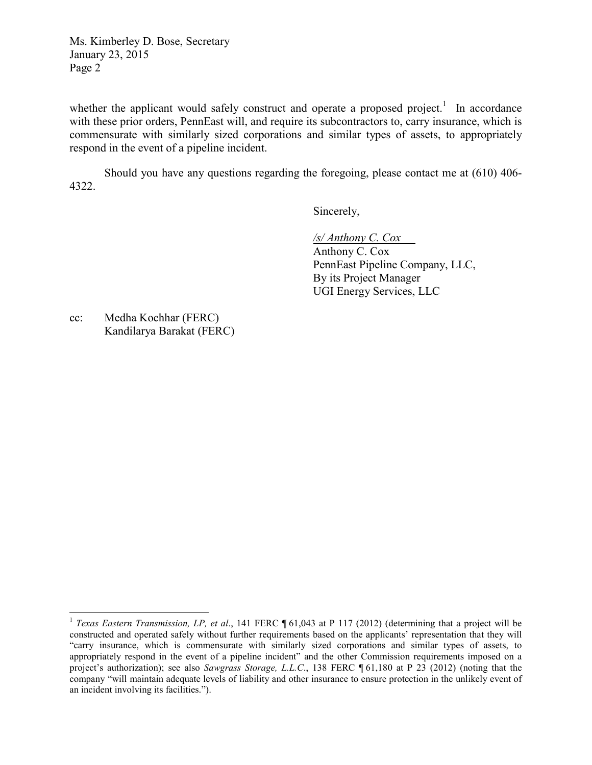whether the applicant would safely construct and operate a proposed project.[1] In accordance with these prior orders, PennEast will, and require its subcontractors to, carry insurance, which is commensurate with similarly sized corporations and similar types of assets, to appropriately respond in the event of a pipeline incident.

Should you have any questions regarding the foregoing, please contact me at (610) 406-4322.

Sincerely,

*/s/ Anthony C. Cox*
Anthony C. Cox
PennEast Pipeline Company, LLC,
By its Project Manager
UGI Energy Services, LLC

cc: Medha Kochhar (FERC)
Kandilarya Barakat (FERC)

---

[1] *Texas Eastern Transmission, LP, et al*., 141 FERC ¶ 61,043 at P 117 (2012) (determining that a project will be constructed and operated safely without further requirements based on the applicants' representation that they will "carry insurance, which is commensurate with similarly sized corporations and similar types of assets, to appropriately respond in the event of a pipeline incident" and the other Commission requirements imposed on a project's authorization); see also *Sawgrass Storage, L.L.C*., 138 FERC ¶ 61,180 at P 23 (2012) (noting that the company "will maintain adequate levels of liability and other insurance to ensure protection in the unlikely event of an incident involving its facilities.").